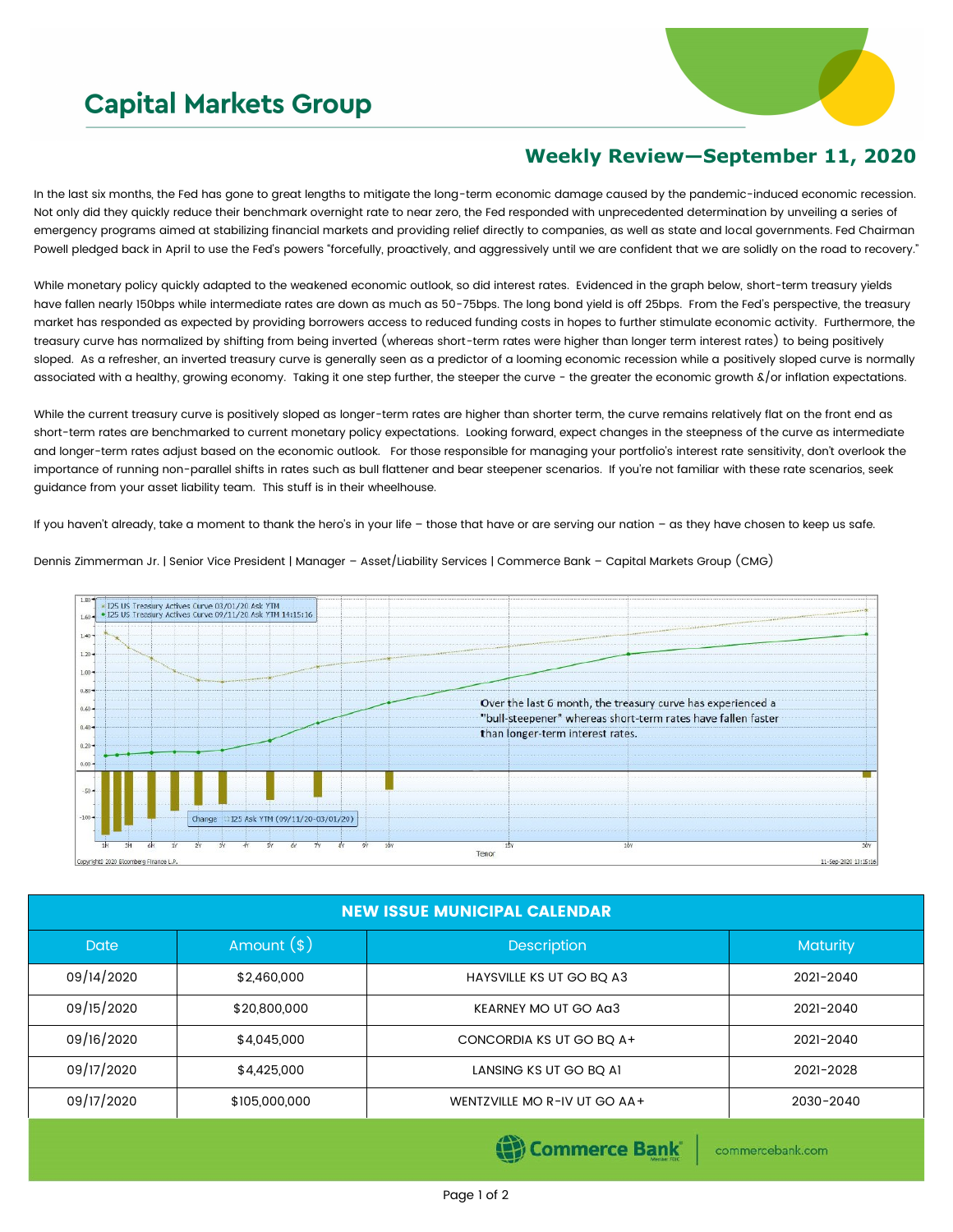# Capital Markets Group

## Weekly Review—September 11, 2020

In the last six months, the Fed has gone to great lengths to mitigate the long-term economic damage caused by the pandemic-induced economic recession. Not only did they quickly reduce their benchmark overnight rate to near zero, the Fed responded with unprecedented determination by unveiling a series of emergency programs aimed at stabilizing financial markets and providing relief directly to companies, as well as state and local governments. Fed Chairman Powell pledged back in April to use the Fed's powers "forcefully, proactively, and aggressively until we are confident that we are solidly on the road to recovery."

While monetary policy quickly adapted to the weakened economic outlook, so did interest rates. Evidenced in the graph below, short-term treasury yields have fallen nearly 150bps while intermediate rates are down as much as 50-75bps. The long bond yield is off 25bps. From the Fed's perspective, the treasury market has responded as expected by providing borrowers access to reduced funding costs in hopes to further stimulate economic activity. Furthermore, the treasury curve has normalized by shifting from being inverted (whereas short-term rates were higher than longer term interest rates) to being positively sloped. As a refresher, an inverted treasury curve is generally seen as a predictor of a looming economic recession while a positively sloped curve is normally associated with a healthy, growing economy. Taking it one step further, the steeper the curve - the greater the economic growth &/or inflation expectations.

While the current treasury curve is positively sloped as longer-term rates are higher than shorter term, the curve remains relatively flat on the front end as short-term rates are benchmarked to current monetary policy expectations. Looking forward, expect changes in the steepness of the curve as intermediate and longer-term rates adjust based on the economic outlook. For those responsible for managing your portfolio's interest rate sensitivity, don't overlook the importance of running non-parallel shifts in rates such as bull flattener and bear steepener scenarios. If you're not familiar with these rate scenarios, seek guidance from your asset liability team. This stuff is in their wheelhouse.

If you haven't already, take a moment to thank the hero's in your life – those that have or are serving our nation – as they have chosen to keep us safe.

Dennis Zimmerman Jr. | Senior Vice President | Manager – Asset/Liability Services | Commerce Bank – Capital Markets Group (CMG)

Over the last 6 month, the treasury curve has experienced a "bull-steepener" whereas short-term rates have fallen faster than longer-term interest rates.

| NEW ISSUE MUNICIPAL CALENDAR | | | |
|---|---|---|---|
| Date | Amount ($) | Description | Maturity |
| 09/14/2020 | $2,460,000 | HAYSVILLE KS UT GO BQ A3 | 2021-2040 |
| 09/15/2020 | $20,800,000 | KEARNEY MO UT GO Aa3 | 2021-2040 |
| 09/16/2020 | $4,045,000 | CONCORDIA KS UT GO BQ A+ | 2021-2040 |
| 09/17/2020 | $4,425,000 | LANSING KS UT GO BQ A1 | 2021-2028 |
| 09/17/2020 | $105,000,000 | WENTZVILLE MO R-IV UT GO AA+ | 2030-2040 |

Commerce Bank | commercebank.com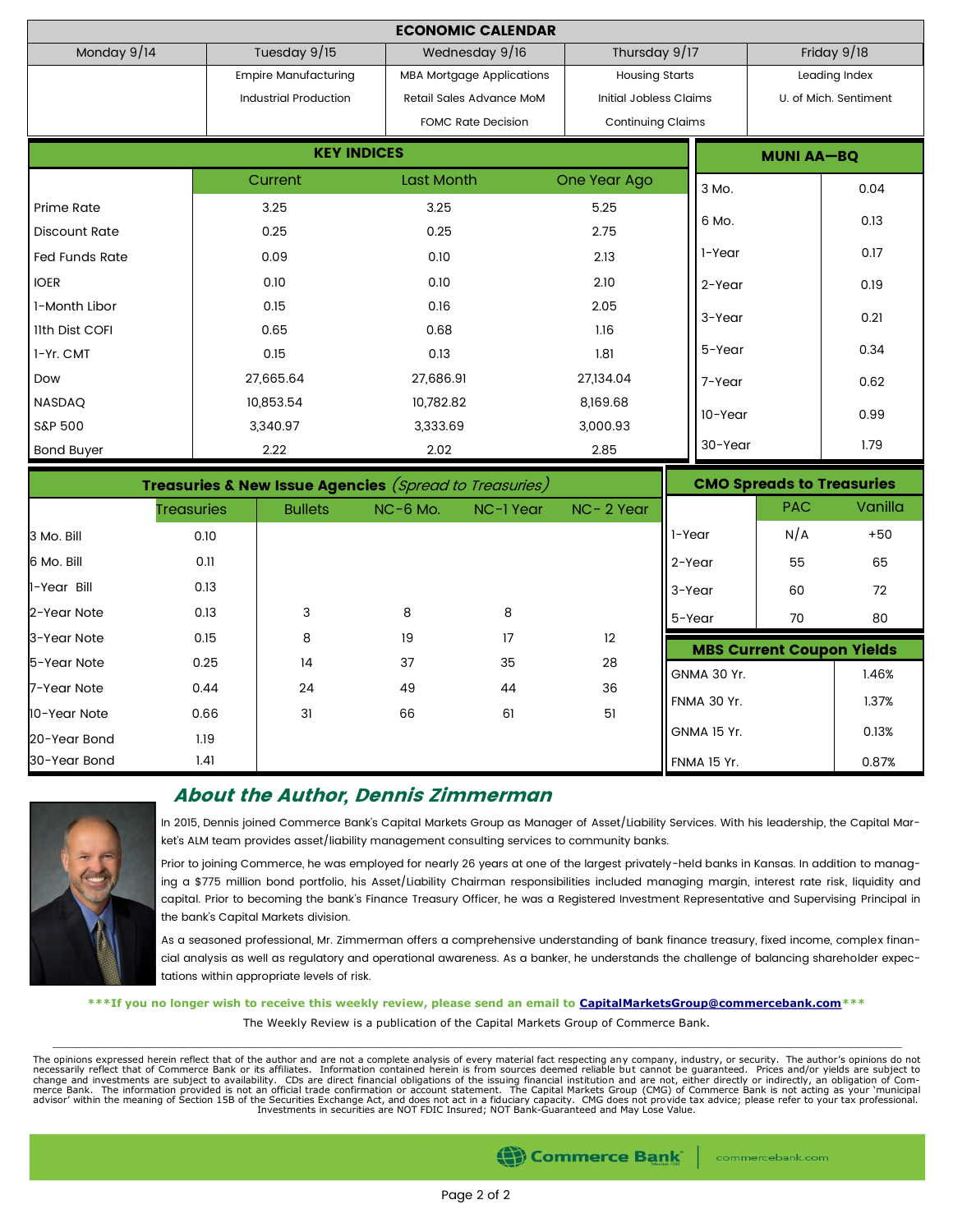## ECONOMIC CALENDAR

| Monday 9/14 | Tuesday 9/15 | Wednesday 9/16 | Thursday 9/17 | Friday 9/18 |
|---|---|---|---|---|
| | Empire Manufacturing | MBA Mortgage Applications | Housing Starts | Leading Index |
| | Industrial Production | Retail Sales Advance MoM | Initial Jobless Claims | U. of Mich. Sentiment |
| | | FOMC Rate Decision | Continuing Claims | |

## KEY INDICES

| | Current | Last Month | One Year Ago |
|---|---|---|---|
| Prime Rate | 3.25 | 3.25 | 5.25 |
| Discount Rate | 0.25 | 0.25 | 2.75 |
| Fed Funds Rate | 0.09 | 0.10 | 2.13 |
| IOER | 0.10 | 0.10 | 2.10 |
| 1-Month Libor | 0.15 | 0.16 | 2.05 |
| 11th Dist COFI | 0.65 | 0.68 | 1.16 |
| 1-Yr. CMT | 0.15 | 0.13 | 1.81 |
| Dow | 27,665.64 | 27,686.91 | 27,134.04 |
| NASDAQ | 10,853.54 | 10,782.82 | 8,169.68 |
| S&P 500 | 3,340.97 | 3,333.69 | 3,000.93 |
| Bond Buyer | 2.22 | 2.02 | 2.85 |

## MUNI AA—BQ

| | |
|---|---|
| 3 Mo. | 0.04 |
| 6 Mo. | 0.13 |
| 1-Year | 0.17 |
| 2-Year | 0.19 |
| 3-Year | 0.21 |
| 5-Year | 0.34 |
| 7-Year | 0.62 |
| 10-Year | 0.99 |
| 30-Year | 1.79 |

## Treasuries & New Issue Agencies *(Spread to Treasuries)*

| | Treasuries | Bullets | NC-6 Mo. | NC-1 Year | NC- 2 Year |
|---|---|---|---|---|---|
| 3 Mo. Bill | 0.10 | | | | |
| 6 Mo. Bill | 0.11 | | | | |
| 1-Year Bill | 0.13 | | | | |
| 2-Year Note | 0.13 | 3 | 8 | 8 | |
| 3-Year Note | 0.15 | 8 | 19 | 17 | 12 |
| 5-Year Note | 0.25 | 14 | 37 | 35 | 28 |
| 7-Year Note | 0.44 | 24 | 49 | 44 | 36 |
| 10-Year Note | 0.66 | 31 | 66 | 61 | 51 |
| 20-Year Bond | 1.19 | | | | |
| 30-Year Bond | 1.41 | | | | |

## CMO Spreads to Treasuries

| | PAC | Vanilla |
|---|---|---|
| 1-Year | N/A | +50 |
| 2-Year | 55 | 65 |
| 3-Year | 60 | 72 |
| 5-Year | 70 | 80 |

## MBS Current Coupon Yields

| | |
|---|---|
| GNMA 30 Yr. | 1.46% |
| FNMA 30 Yr. | 1.37% |
| GNMA 15 Yr. | 0.13% |
| FNMA 15 Yr. | 0.87% |

## *About the Author, Dennis Zimmerman*

In 2015, Dennis joined Commerce Bank's Capital Markets Group as Manager of Asset/Liability Services. With his leadership, the Capital Market's ALM team provides asset/liability management consulting services to community banks.

Prior to joining Commerce, he was employed for nearly 26 years at one of the largest privately-held banks in Kansas. In addition to managing a $775 million bond portfolio, his Asset/Liability Chairman responsibilities included managing margin, interest rate risk, liquidity and capital. Prior to becoming the bank's Finance Treasury Officer, he was a Registered Investment Representative and Supervising Principal in the bank's Capital Markets division.

As a seasoned professional, Mr. Zimmerman offers a comprehensive understanding of bank finance treasury, fixed income, complex financial analysis as well as regulatory and operational awareness. As a banker, he understands the challenge of balancing shareholder expectations within appropriate levels of risk.

**\*\*\*If you no longer wish to receive this weekly review, please send an email to CapitalMarketsGroup@commercebank.com\*\*\***

The Weekly Review is a publication of the Capital Markets Group of Commerce Bank.

The opinions expressed herein reflect that of the author and are not a complete analysis of every material fact respecting any company, industry, or security. The author's opinions do not necessarily reflect that of Commerce Bank or its affiliates. Information contained herein is from sources deemed reliable but cannot be guaranteed. Prices and/or yields are subject to change and investments are subject to availability. CDs are direct financial obligations of the issuing financial institution and are not, either directly or indirectly, an obligation of Commerce Bank. The information provided is not an official trade confirmation or account statement. The Capital Markets Group (CMG) of Commerce Bank is not acting as your 'municipal advisor' within the meaning of Section 15B of the Securities Exchange Act, and does not act in a fiduciary capacity. CMG does not provide tax advice; please refer to your tax professional. Investments in securities are NOT FDIC Insured; NOT Bank-Guaranteed and May Lose Value.

Commerce Bank | commercebank.com